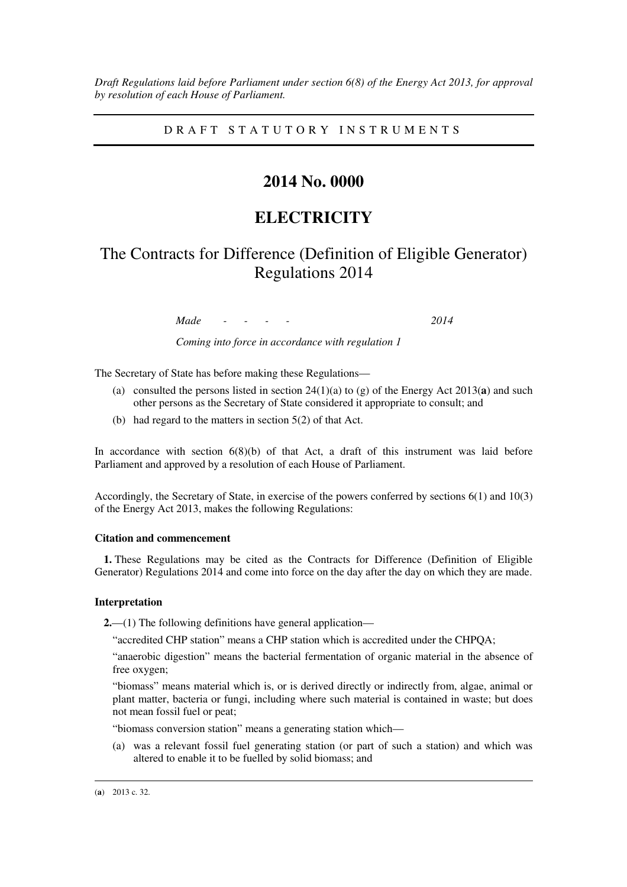*Draft Regulations laid before Parliament under section 6(8) of the Energy Act 2013, for approval by resolution of each House of Parliament.*

DRAFT STATUTORY INSTRUMENTS

# 2014 No. 0000

# ELECTRICITY

## The Contracts for Difference (Definition of Eligible Generator) Regulations 2014

*Made - - - - 2014*

*Coming into force in accordance with regulation 1*

The Secretary of State has before making these Regulations—

(a) consulted the persons listed in section 24(1)(a) to (g) of the Energy Act 2013(**a**) and such other persons as the Secretary of State considered it appropriate to consult; and

(b) had regard to the matters in section 5(2) of that Act.

In accordance with section 6(8)(b) of that Act, a draft of this instrument was laid before Parliament and approved by a resolution of each House of Parliament.

Accordingly, the Secretary of State, in exercise of the powers conferred by sections 6(1) and 10(3) of the Energy Act 2013, makes the following Regulations:

### Citation and commencement

**1.** These Regulations may be cited as the Contracts for Difference (Definition of Eligible Generator) Regulations 2014 and come into force on the day after the day on which they are made.

### Interpretation

**2.**—(1) The following definitions have general application—

"accredited CHP station" means a CHP station which is accredited under the CHPQA;

"anaerobic digestion" means the bacterial fermentation of organic material in the absence of free oxygen;

"biomass" means material which is, or is derived directly or indirectly from, algae, animal or plant matter, bacteria or fungi, including where such material is contained in waste; but does not mean fossil fuel or peat;

"biomass conversion station" means a generating station which—

(a) was a relevant fossil fuel generating station (or part of such a station) and which was altered to enable it to be fuelled by solid biomass; and

(**a**) 2013 c. 32.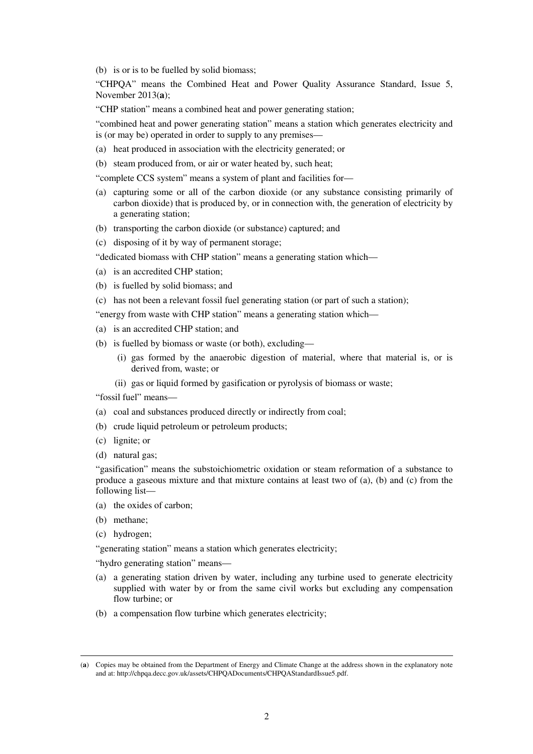(b) is or is to be fuelled by solid biomass;

"CHPQA" means the Combined Heat and Power Quality Assurance Standard, Issue 5, November 2013(**a**);

"CHP station" means a combined heat and power generating station;

"combined heat and power generating station" means a station which generates electricity and is (or may be) operated in order to supply to any premises—

(a) heat produced in association with the electricity generated; or

(b) steam produced from, or air or water heated by, such heat;

"complete CCS system" means a system of plant and facilities for—

(a) capturing some or all of the carbon dioxide (or any substance consisting primarily of carbon dioxide) that is produced by, or in connection with, the generation of electricity by a generating station;

(b) transporting the carbon dioxide (or substance) captured; and

(c) disposing of it by way of permanent storage;

"dedicated biomass with CHP station" means a generating station which—

(a) is an accredited CHP station;

(b) is fuelled by solid biomass; and

(c) has not been a relevant fossil fuel generating station (or part of such a station);

"energy from waste with CHP station" means a generating station which—

(a) is an accredited CHP station; and

(b) is fuelled by biomass or waste (or both), excluding—

  (i) gas formed by the anaerobic digestion of material, where that material is, or is derived from, waste; or

  (ii) gas or liquid formed by gasification or pyrolysis of biomass or waste;

"fossil fuel" means—

(a) coal and substances produced directly or indirectly from coal;

(b) crude liquid petroleum or petroleum products;

(c) lignite; or

(d) natural gas;

"gasification" means the substoichiometric oxidation or steam reformation of a substance to produce a gaseous mixture and that mixture contains at least two of (a), (b) and (c) from the following list—

(a) the oxides of carbon;

(b) methane;

(c) hydrogen;

"generating station" means a station which generates electricity;

"hydro generating station" means—

(a) a generating station driven by water, including any turbine used to generate electricity supplied with water by or from the same civil works but excluding any compensation flow turbine; or

(b) a compensation flow turbine which generates electricity;

(**a**) Copies may be obtained from the Department of Energy and Climate Change at the address shown in the explanatory note and at: http://chpqa.decc.gov.uk/assets/CHPQADocuments/CHPQAStandardIssue5.pdf.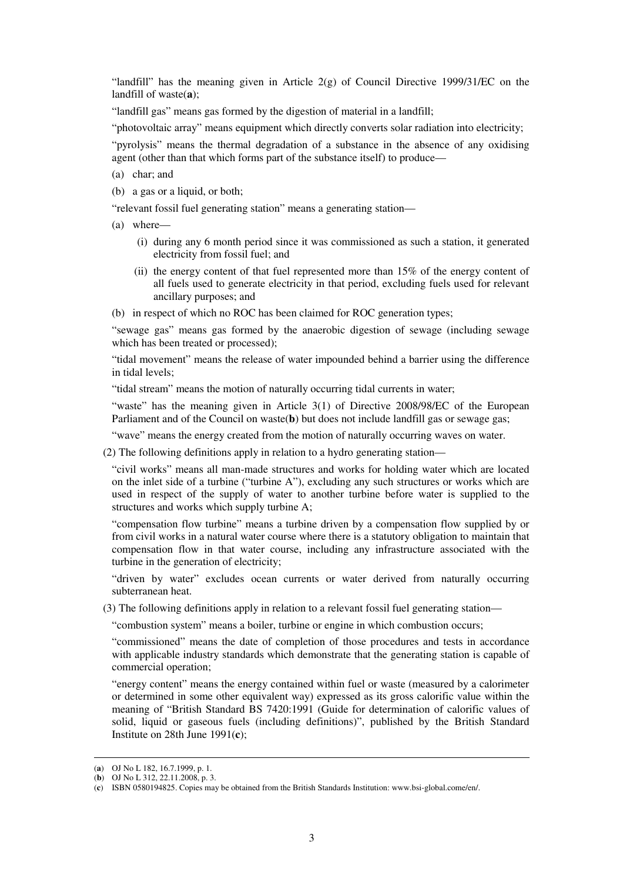"landfill" has the meaning given in Article 2(g) of Council Directive 1999/31/EC on the landfill of waste(**a**);

"landfill gas" means gas formed by the digestion of material in a landfill;

"photovoltaic array" means equipment which directly converts solar radiation into electricity;

"pyrolysis" means the thermal degradation of a substance in the absence of any oxidising agent (other than that which forms part of the substance itself) to produce—

(a) char; and

(b) a gas or a liquid, or both;

"relevant fossil fuel generating station" means a generating station—

(a) where—

(i) during any 6 month period since it was commissioned as such a station, it generated electricity from fossil fuel; and

(ii) the energy content of that fuel represented more than 15% of the energy content of all fuels used to generate electricity in that period, excluding fuels used for relevant ancillary purposes; and

(b) in respect of which no ROC has been claimed for ROC generation types;

"sewage gas" means gas formed by the anaerobic digestion of sewage (including sewage which has been treated or processed);

"tidal movement" means the release of water impounded behind a barrier using the difference in tidal levels;

"tidal stream" means the motion of naturally occurring tidal currents in water;

"waste" has the meaning given in Article 3(1) of Directive 2008/98/EC of the European Parliament and of the Council on waste(**b**) but does not include landfill gas or sewage gas;

"wave" means the energy created from the motion of naturally occurring waves on water.

(2) The following definitions apply in relation to a hydro generating station—

"civil works" means all man-made structures and works for holding water which are located on the inlet side of a turbine ("turbine A"), excluding any such structures or works which are used in respect of the supply of water to another turbine before water is supplied to the structures and works which supply turbine A;

"compensation flow turbine" means a turbine driven by a compensation flow supplied by or from civil works in a natural water course where there is a statutory obligation to maintain that compensation flow in that water course, including any infrastructure associated with the turbine in the generation of electricity;

"driven by water" excludes ocean currents or water derived from naturally occurring subterranean heat.

(3) The following definitions apply in relation to a relevant fossil fuel generating station—

"combustion system" means a boiler, turbine or engine in which combustion occurs;

"commissioned" means the date of completion of those procedures and tests in accordance with applicable industry standards which demonstrate that the generating station is capable of commercial operation;

"energy content" means the energy contained within fuel or waste (measured by a calorimeter or determined in some other equivalent way) expressed as its gross calorific value within the meaning of "British Standard BS 7420:1991 (Guide for determination of calorific values of solid, liquid or gaseous fuels (including definitions)", published by the British Standard Institute on 28th June 1991(**c**);

---

(**a**) OJ No L 182, 16.7.1999, p. 1.
(**b**) OJ No L 312, 22.11.2008, p. 3.
(**c**) ISBN 0580194825. Copies may be obtained from the British Standards Institution: www.bsi-global.come/en/.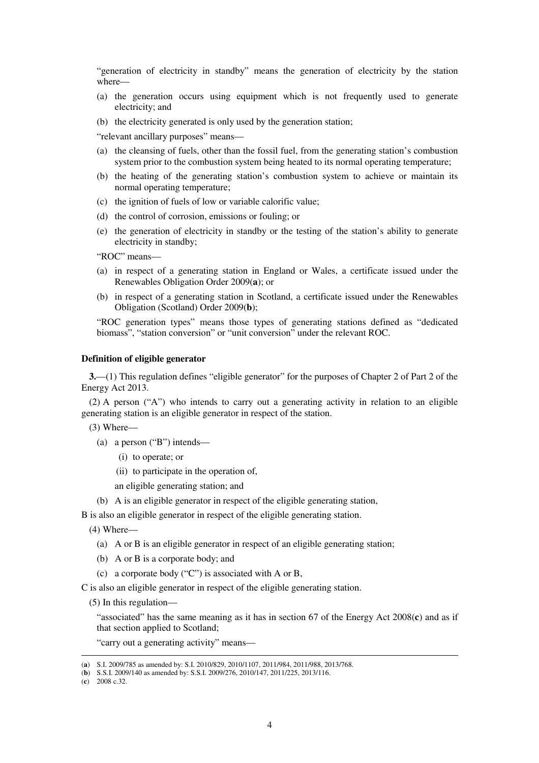"generation of electricity in standby" means the generation of electricity by the station where—

(a) the generation occurs using equipment which is not frequently used to generate electricity; and

(b) the electricity generated is only used by the generation station;

"relevant ancillary purposes" means—

(a) the cleansing of fuels, other than the fossil fuel, from the generating station's combustion system prior to the combustion system being heated to its normal operating temperature;

(b) the heating of the generating station's combustion system to achieve or maintain its normal operating temperature;

(c) the ignition of fuels of low or variable calorific value;

(d) the control of corrosion, emissions or fouling; or

(e) the generation of electricity in standby or the testing of the station's ability to generate electricity in standby;

"ROC" means—

(a) in respect of a generating station in England or Wales, a certificate issued under the Renewables Obligation Order 2009(**a**); or

(b) in respect of a generating station in Scotland, a certificate issued under the Renewables Obligation (Scotland) Order 2009(**b**);

"ROC generation types" means those types of generating stations defined as "dedicated biomass", "station conversion" or "unit conversion" under the relevant ROC.

**Definition of eligible generator**

**3.**—(1) This regulation defines "eligible generator" for the purposes of Chapter 2 of Part 2 of the Energy Act 2013.

(2) A person ("A") who intends to carry out a generating activity in relation to an eligible generating station is an eligible generator in respect of the station.

(3) Where—

(a) a person ("B") intends—

(i) to operate; or

(ii) to participate in the operation of,

an eligible generating station; and

(b) A is an eligible generator in respect of the eligible generating station,

B is also an eligible generator in respect of the eligible generating station.

(4) Where—

(a) A or B is an eligible generator in respect of an eligible generating station;

(b) A or B is a corporate body; and

(c) a corporate body ("C") is associated with A or B,

C is also an eligible generator in respect of the eligible generating station.

(5) In this regulation—

"associated" has the same meaning as it has in section 67 of the Energy Act 2008(**c**) and as if that section applied to Scotland;

"carry out a generating activity" means—

---

(**a**) S.I. 2009/785 as amended by: S.I. 2010/829, 2010/1107, 2011/984, 2011/988, 2013/768.

(**b**) S.S.I. 2009/140 as amended by: S.S.I. 2009/276, 2010/147, 2011/225, 2013/116.

(**c**) 2008 c.32.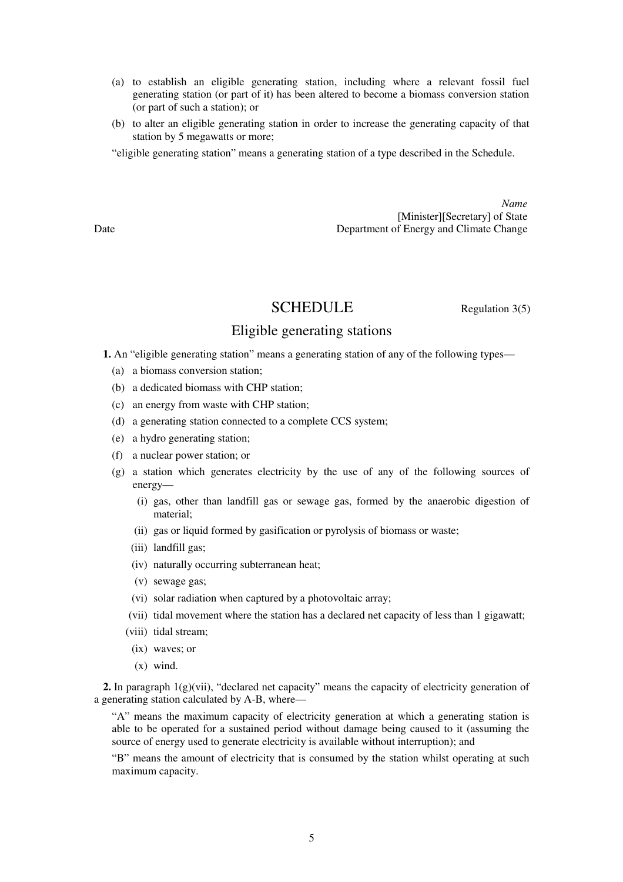(a) to establish an eligible generating station, including where a relevant fossil fuel generating station (or part of it) has been altered to become a biomass conversion station (or part of such a station); or

(b) to alter an eligible generating station in order to increase the generating capacity of that station by 5 megawatts or more;

"eligible generating station" means a generating station of a type described in the Schedule.

*Name*
[Minister][Secretary] of State
Department of Energy and Climate Change

Date

## SCHEDULE

Regulation 3(5)

### Eligible generating stations

**1.** An "eligible generating station" means a generating station of any of the following types—

(a) a biomass conversion station;

(b) a dedicated biomass with CHP station;

(c) an energy from waste with CHP station;

(d) a generating station connected to a complete CCS system;

(e) a hydro generating station;

(f) a nuclear power station; or

(g) a station which generates electricity by the use of any of the following sources of energy—

(i) gas, other than landfill gas or sewage gas, formed by the anaerobic digestion of material;

(ii) gas or liquid formed by gasification or pyrolysis of biomass or waste;

(iii) landfill gas;

(iv) naturally occurring subterranean heat;

(v) sewage gas;

(vi) solar radiation when captured by a photovoltaic array;

(vii) tidal movement where the station has a declared net capacity of less than 1 gigawatt;

(viii) tidal stream;

(ix) waves; or

(x) wind.

**2.** In paragraph 1(g)(vii), "declared net capacity" means the capacity of electricity generation of a generating station calculated by A-B, where—

"A" means the maximum capacity of electricity generation at which a generating station is able to be operated for a sustained period without damage being caused to it (assuming the source of energy used to generate electricity is available without interruption); and

"B" means the amount of electricity that is consumed by the station whilst operating at such maximum capacity.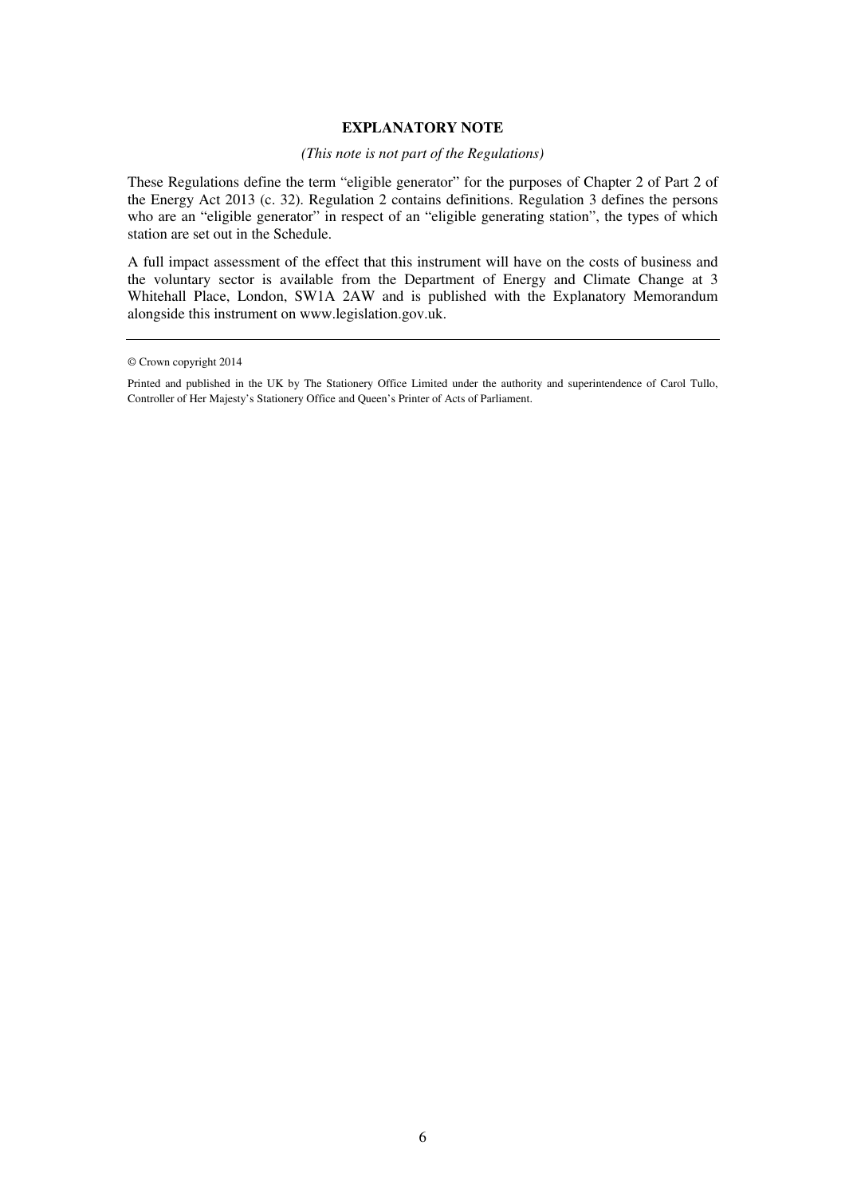## EXPLANATORY NOTE

*(This note is not part of the Regulations)*

These Regulations define the term "eligible generator" for the purposes of Chapter 2 of Part 2 of the Energy Act 2013 (c. 32). Regulation 2 contains definitions. Regulation 3 defines the persons who are an "eligible generator" in respect of an "eligible generating station", the types of which station are set out in the Schedule.

A full impact assessment of the effect that this instrument will have on the costs of business and the voluntary sector is available from the Department of Energy and Climate Change at 3 Whitehall Place, London, SW1A 2AW and is published with the Explanatory Memorandum alongside this instrument on www.legislation.gov.uk.

---

© Crown copyright 2014

Printed and published in the UK by The Stationery Office Limited under the authority and superintendence of Carol Tullo, Controller of Her Majesty's Stationery Office and Queen's Printer of Acts of Parliament.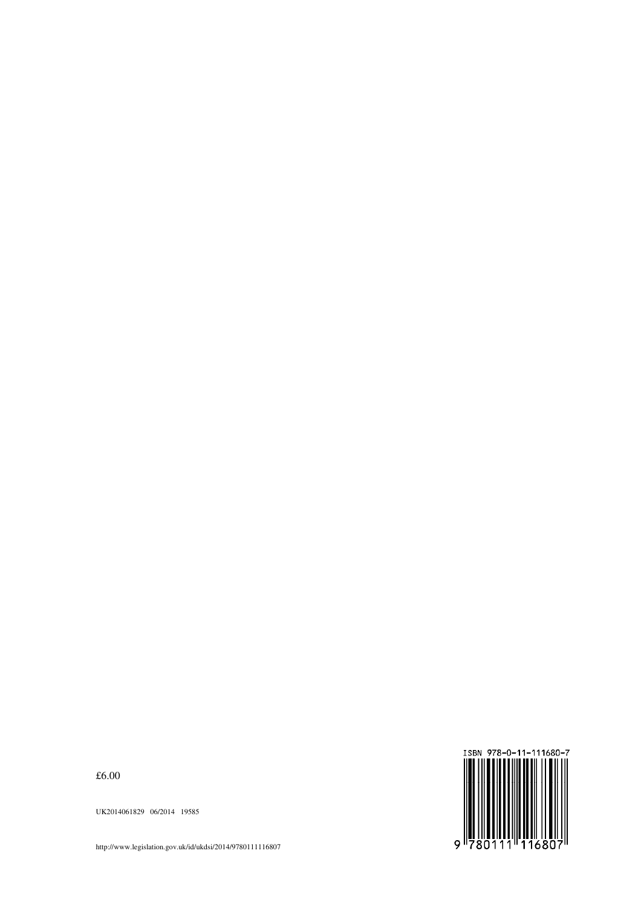£6.00

UK2014061829 06/2014 19585

http://www.legislation.gov.uk/id/ukdsi/2014/9780111116807

ISBN 978-0-11-111680-7

9 780111 116807